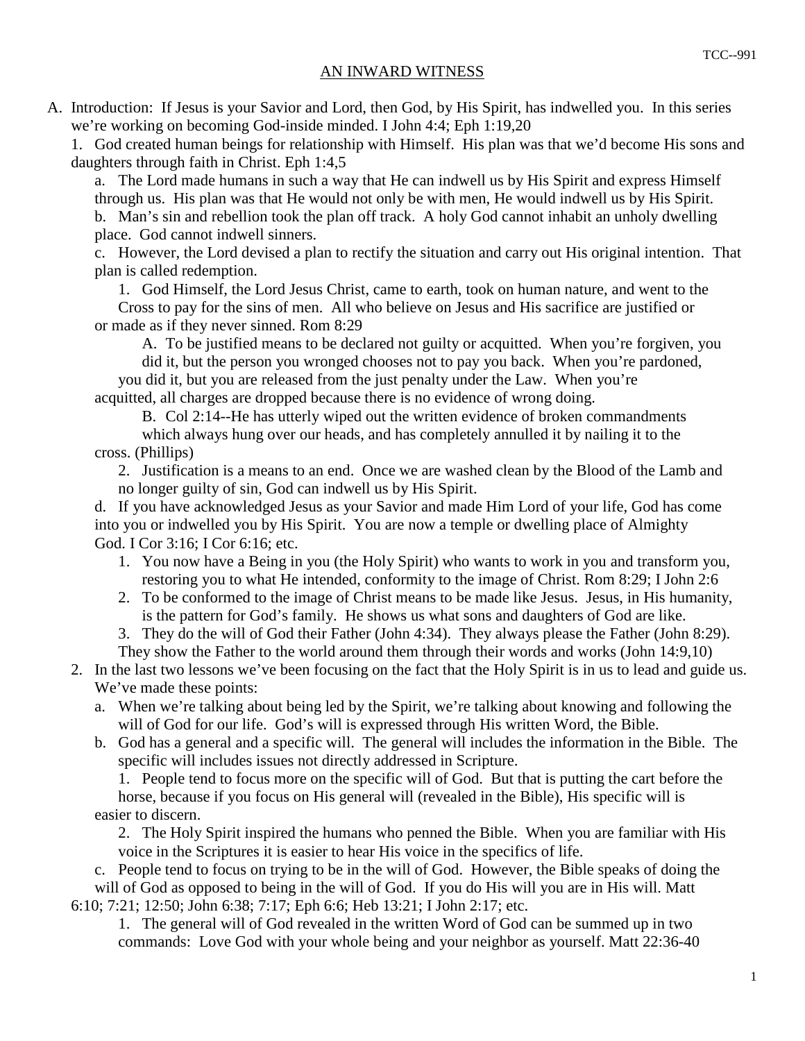# AN INWARD WITNESS

A. Introduction: If Jesus is your Savior and Lord, then God, by His Spirit, has indwelled you. In this series we're working on becoming God-inside minded. I John 4:4; Eph 1:19,20

1. God created human beings for relationship with Himself. His plan was that we'd become His sons and daughters through faith in Christ. Eph 1:4,5

   a. The Lord made humans in such a way that He can indwell us by His Spirit and express Himself through us. His plan was that He would not only be with men, He would indwell us by His Spirit.

   b. Man's sin and rebellion took the plan off track. A holy God cannot inhabit an unholy dwelling place. God cannot indwell sinners.

   c. However, the Lord devised a plan to rectify the situation and carry out His original intention. That plan is called redemption.

      1. God Himself, the Lord Jesus Christ, came to earth, took on human nature, and went to the Cross to pay for the sins of men. All who believe on Jesus and His sacrifice are justified or or made as if they never sinned. Rom 8:29

         A. To be justified means to be declared not guilty or acquitted. When you're forgiven, you did it, but the person you wronged chooses not to pay you back. When you're pardoned, you did it, but you are released from the just penalty under the Law. When you're acquitted, all charges are dropped because there is no evidence of wrong doing.

         B. Col 2:14--He has utterly wiped out the written evidence of broken commandments which always hung over our heads, and has completely annulled it by nailing it to the cross. (Phillips)

      2. Justification is a means to an end. Once we are washed clean by the Blood of the Lamb and no longer guilty of sin, God can indwell us by His Spirit.

   d. If you have acknowledged Jesus as your Savior and made Him Lord of your life, God has come into you or indwelled you by His Spirit. You are now a temple or dwelling place of Almighty God. I Cor 3:16; I Cor 6:16; etc.

      1. You now have a Being in you (the Holy Spirit) who wants to work in you and transform you, restoring you to what He intended, conformity to the image of Christ. Rom 8:29; I John 2:6

      2. To be conformed to the image of Christ means to be made like Jesus. Jesus, in His humanity, is the pattern for God's family. He shows us what sons and daughters of God are like.

      3. They do the will of God their Father (John 4:34). They always please the Father (John 8:29). They show the Father to the world around them through their words and works (John 14:9,10)

2. In the last two lessons we've been focusing on the fact that the Holy Spirit is in us to lead and guide us. We've made these points:

   a. When we're talking about being led by the Spirit, we're talking about knowing and following the will of God for our life. God's will is expressed through His written Word, the Bible.

   b. God has a general and a specific will. The general will includes the information in the Bible. The specific will includes issues not directly addressed in Scripture.

      1. People tend to focus more on the specific will of God. But that is putting the cart before the horse, because if you focus on His general will (revealed in the Bible), His specific will is easier to discern.

      2. The Holy Spirit inspired the humans who penned the Bible. When you are familiar with His voice in the Scriptures it is easier to hear His voice in the specifics of life.

   c. People tend to focus on trying to be in the will of God. However, the Bible speaks of doing the will of God as opposed to being in the will of God. If you do His will you are in His will. Matt 6:10; 7:21; 12:50; John 6:38; 7:17; Eph 6:6; Heb 13:21; I John 2:17; etc.

      1. The general will of God revealed in the written Word of God can be summed up in two commands: Love God with your whole being and your neighbor as yourself. Matt 22:36-40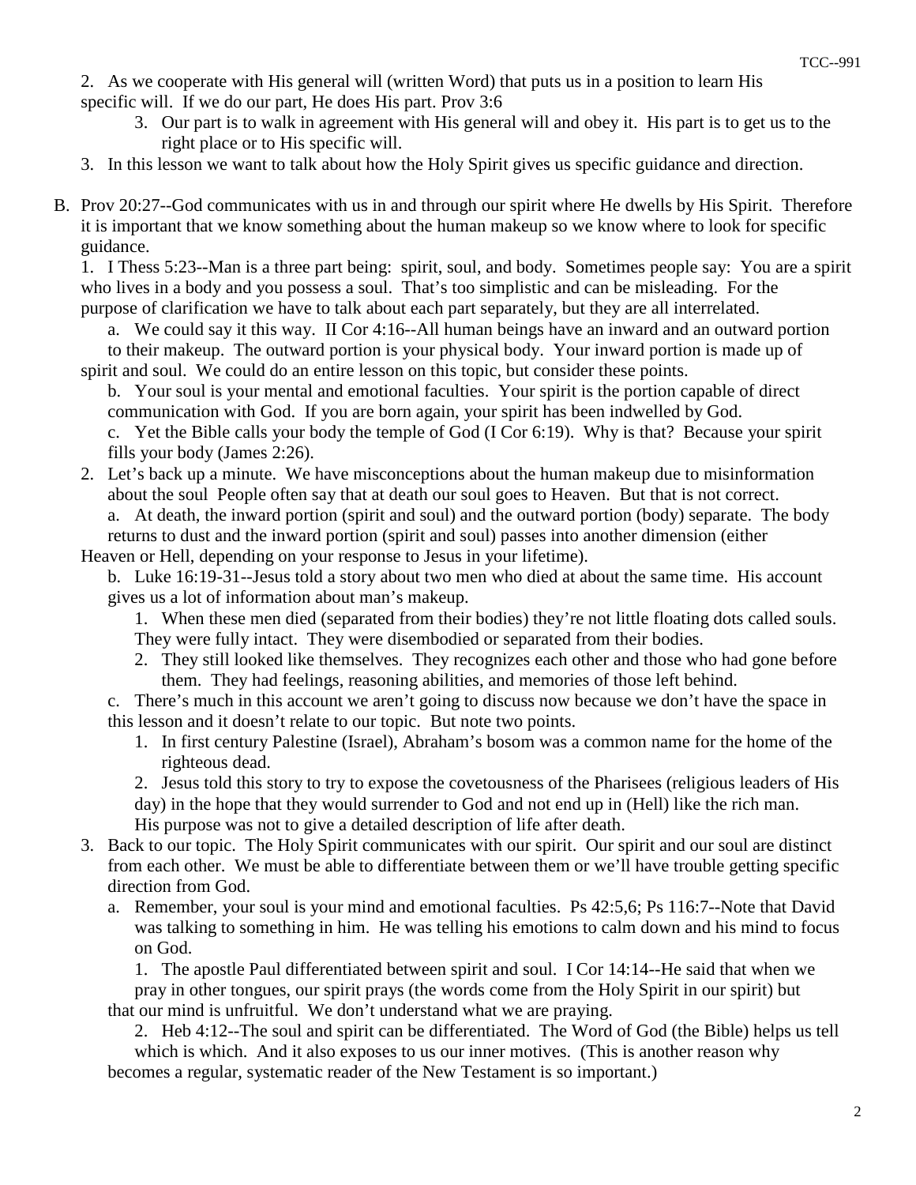2. As we cooperate with His general will (written Word) that puts us in a position to learn His specific will. If we do our part, He does His part. Prov 3:6

   3. Our part is to walk in agreement with His general will and obey it. His part is to get us to the right place or to His specific will.

3. In this lesson we want to talk about how the Holy Spirit gives us specific guidance and direction.

B. Prov 20:27--God communicates with us in and through our spirit where He dwells by His Spirit. Therefore it is important that we know something about the human makeup so we know where to look for specific guidance.

1. I Thess 5:23--Man is a three part being: spirit, soul, and body. Sometimes people say: You are a spirit who lives in a body and you possess a soul. That's too simplistic and can be misleading. For the purpose of clarification we have to talk about each part separately, but they are all interrelated.

   a. We could say it this way. II Cor 4:16--All human beings have an inward and an outward portion to their makeup. The outward portion is your physical body. Your inward portion is made up of spirit and soul. We could do an entire lesson on this topic, but consider these points.

   b. Your soul is your mental and emotional faculties. Your spirit is the portion capable of direct communication with God. If you are born again, your spirit has been indwelled by God.

   c. Yet the Bible calls your body the temple of God (I Cor 6:19). Why is that? Because your spirit fills your body (James 2:26).

2. Let's back up a minute. We have misconceptions about the human makeup due to misinformation about the soul People often say that at death our soul goes to Heaven. But that is not correct.

   a. At death, the inward portion (spirit and soul) and the outward portion (body) separate. The body returns to dust and the inward portion (spirit and soul) passes into another dimension (either Heaven or Hell, depending on your response to Jesus in your lifetime).

   b. Luke 16:19-31--Jesus told a story about two men who died at about the same time. His account gives us a lot of information about man's makeup.

      1. When these men died (separated from their bodies) they're not little floating dots called souls. They were fully intact. They were disembodied or separated from their bodies.

      2. They still looked like themselves. They recognizes each other and those who had gone before them. They had feelings, reasoning abilities, and memories of those left behind.

   c. There's much in this account we aren't going to discuss now because we don't have the space in this lesson and it doesn't relate to our topic. But note two points.

      1. In first century Palestine (Israel), Abraham's bosom was a common name for the home of the righteous dead.

      2. Jesus told this story to try to expose the covetousness of the Pharisees (religious leaders of His day) in the hope that they would surrender to God and not end up in (Hell) like the rich man. His purpose was not to give a detailed description of life after death.

3. Back to our topic. The Holy Spirit communicates with our spirit. Our spirit and our soul are distinct from each other. We must be able to differentiate between them or we'll have trouble getting specific direction from God.

   a. Remember, your soul is your mind and emotional faculties. Ps 42:5,6; Ps 116:7--Note that David was talking to something in him. He was telling his emotions to calm down and his mind to focus on God.

      1. The apostle Paul differentiated between spirit and soul. I Cor 14:14--He said that when we pray in other tongues, our spirit prays (the words come from the Holy Spirit in our spirit) but that our mind is unfruitful. We don't understand what we are praying.

      2. Heb 4:12--The soul and spirit can be differentiated. The Word of God (the Bible) helps us tell which is which. And it also exposes to us our inner motives. (This is another reason why becomes a regular, systematic reader of the New Testament is so important.)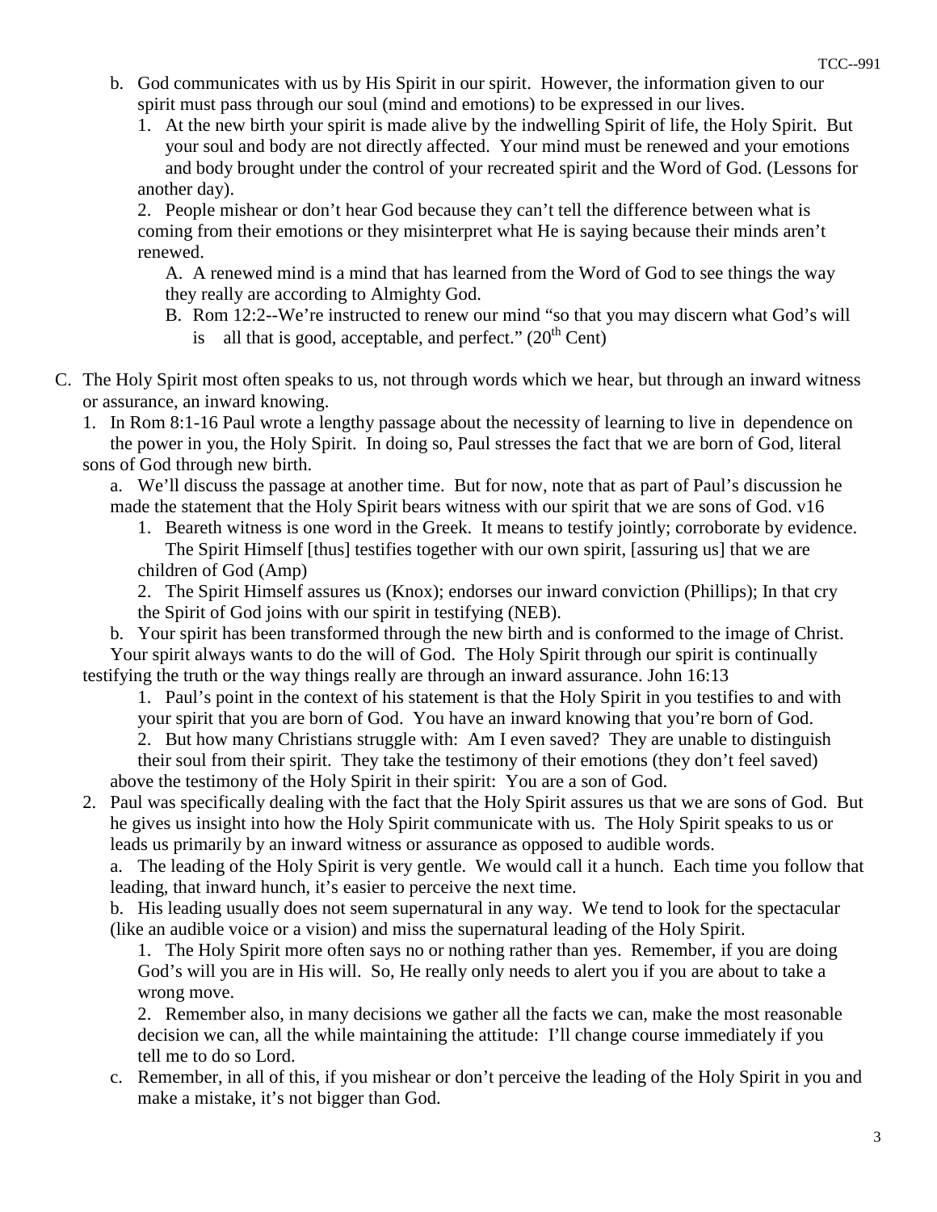- b. God communicates with us by His Spirit in our spirit. However, the information given to our spirit must pass through our soul (mind and emotions) to be expressed in our lives.
  - 1. At the new birth your spirit is made alive by the indwelling Spirit of life, the Holy Spirit. But your soul and body are not directly affected. Your mind must be renewed and your emotions and body brought under the control of your recreated spirit and the Word of God. (Lessons for another day).
  - 2. People mishear or don't hear God because they can't tell the difference between what is coming from their emotions or they misinterpret what He is saying because their minds aren't renewed.
    - A. A renewed mind is a mind that has learned from the Word of God to see things the way they really are according to Almighty God.
    - B. Rom 12:2--We're instructed to renew our mind "so that you may discern what God's will is all that is good, acceptable, and perfect." (20th Cent)

C. The Holy Spirit most often speaks to us, not through words which we hear, but through an inward witness or assurance, an inward knowing.

1. In Rom 8:1-16 Paul wrote a lengthy passage about the necessity of learning to live in dependence on the power in you, the Holy Spirit. In doing so, Paul stresses the fact that we are born of God, literal sons of God through new birth.
   - a. We'll discuss the passage at another time. But for now, note that as part of Paul's discussion he made the statement that the Holy Spirit bears witness with our spirit that we are sons of God. v16
     - 1. Beareth witness is one word in the Greek. It means to testify jointly; corroborate by evidence. The Spirit Himself [thus] testifies together with our own spirit, [assuring us] that we are children of God (Amp)
     - 2. The Spirit Himself assures us (Knox); endorses our inward conviction (Phillips); In that cry the Spirit of God joins with our spirit in testifying (NEB).
   - b. Your spirit has been transformed through the new birth and is conformed to the image of Christ. Your spirit always wants to do the will of God. The Holy Spirit through our spirit is continually testifying the truth or the way things really are through an inward assurance. John 16:13
     - 1. Paul's point in the context of his statement is that the Holy Spirit in you testifies to and with your spirit that you are born of God. You have an inward knowing that you're born of God.
     - 2. But how many Christians struggle with: Am I even saved? They are unable to distinguish their soul from their spirit. They take the testimony of their emotions (they don't feel saved) above the testimony of the Holy Spirit in their spirit: You are a son of God.
2. Paul was specifically dealing with the fact that the Holy Spirit assures us that we are sons of God. But he gives us insight into how the Holy Spirit communicate with us. The Holy Spirit speaks to us or leads us primarily by an inward witness or assurance as opposed to audible words.
   - a. The leading of the Holy Spirit is very gentle. We would call it a hunch. Each time you follow that leading, that inward hunch, it's easier to perceive the next time.
   - b. His leading usually does not seem supernatural in any way. We tend to look for the spectacular (like an audible voice or a vision) and miss the supernatural leading of the Holy Spirit.
     - 1. The Holy Spirit more often says no or nothing rather than yes. Remember, if you are doing God's will you are in His will. So, He really only needs to alert you if you are about to take a wrong move.
     - 2. Remember also, in many decisions we gather all the facts we can, make the most reasonable decision we can, all the while maintaining the attitude: I'll change course immediately if you tell me to do so Lord.
   - c. Remember, in all of this, if you mishear or don't perceive the leading of the Holy Spirit in you and make a mistake, it's not bigger than God.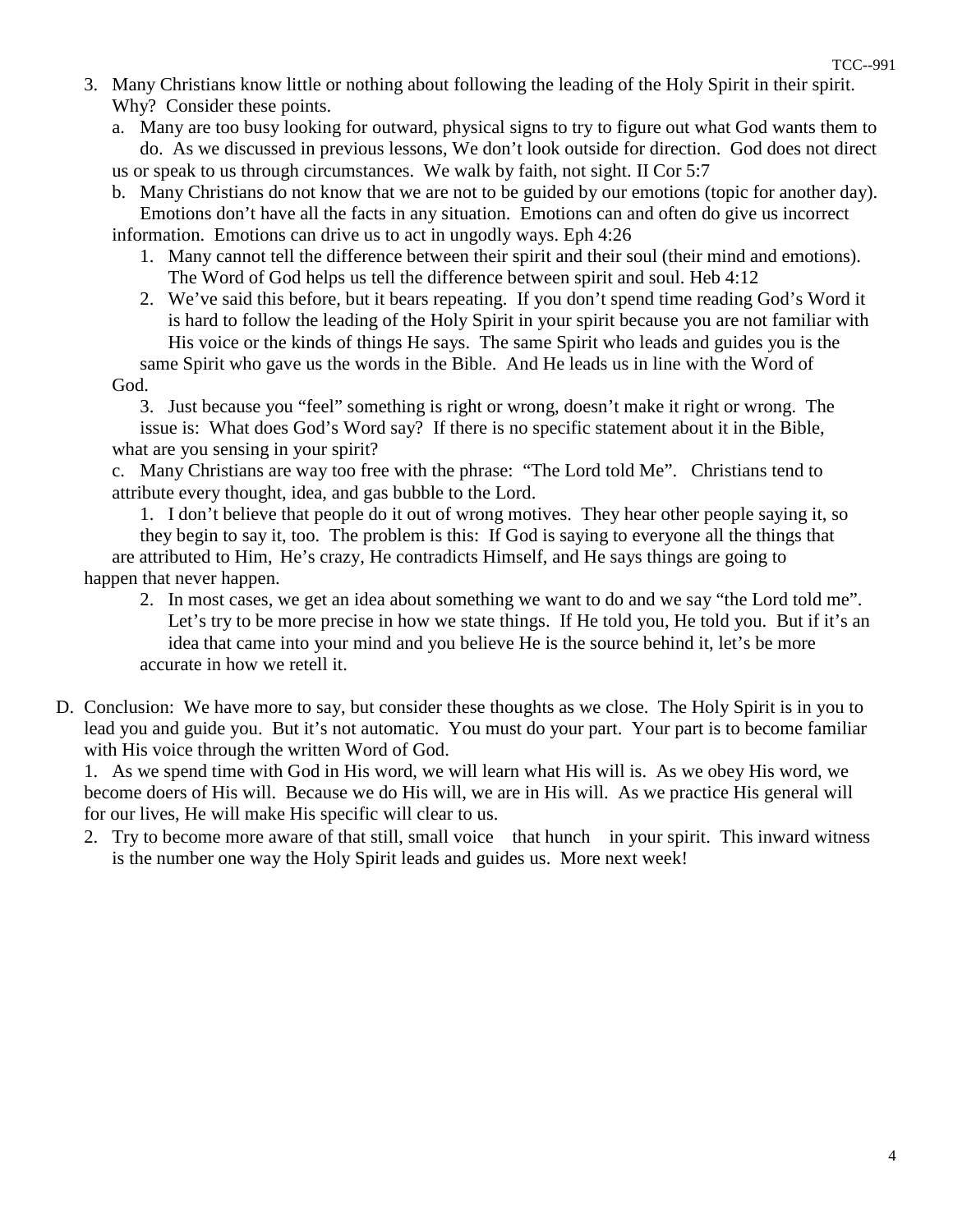3. Many Christians know little or nothing about following the leading of the Holy Spirit in their spirit. Why? Consider these points.
   a. Many are too busy looking for outward, physical signs to try to figure out what God wants them to do. As we discussed in previous lessons, We don't look outside for direction. God does not direct us or speak to us through circumstances. We walk by faith, not sight. II Cor 5:7
   b. Many Christians do not know that we are not to be guided by our emotions (topic for another day). Emotions don't have all the facts in any situation. Emotions can and often do give us incorrect information. Emotions can drive us to act in ungodly ways. Eph 4:26
      1. Many cannot tell the difference between their spirit and their soul (their mind and emotions). The Word of God helps us tell the difference between spirit and soul. Heb 4:12
      2. We've said this before, but it bears repeating. If you don't spend time reading God's Word it is hard to follow the leading of the Holy Spirit in your spirit because you are not familiar with His voice or the kinds of things He says. The same Spirit who leads and guides you is the same Spirit who gave us the words in the Bible. And He leads us in line with the Word of God.
      3. Just because you "feel" something is right or wrong, doesn't make it right or wrong. The issue is: What does God's Word say? If there is no specific statement about it in the Bible, what are you sensing in your spirit?
   c. Many Christians are way too free with the phrase: "The Lord told Me". Christians tend to attribute every thought, idea, and gas bubble to the Lord.
      1. I don't believe that people do it out of wrong motives. They hear other people saying it, so they begin to say it, too. The problem is this: If God is saying to everyone all the things that are attributed to Him, He's crazy, He contradicts Himself, and He says things are going to happen that never happen.
      2. In most cases, we get an idea about something we want to do and we say "the Lord told me". Let's try to be more precise in how we state things. If He told you, He told you. But if it's an idea that came into your mind and you believe He is the source behind it, let's be more accurate in how we retell it.

D. Conclusion: We have more to say, but consider these thoughts as we close. The Holy Spirit is in you to lead you and guide you. But it's not automatic. You must do your part. Your part is to become familiar with His voice through the written Word of God.
   1. As we spend time with God in His word, we will learn what His will is. As we obey His word, we become doers of His will. Because we do His will, we are in His will. As we practice His general will for our lives, He will make His specific will clear to us.
   2. Try to become more aware of that still, small voice that hunch in your spirit. This inward witness is the number one way the Holy Spirit leads and guides us. More next week!